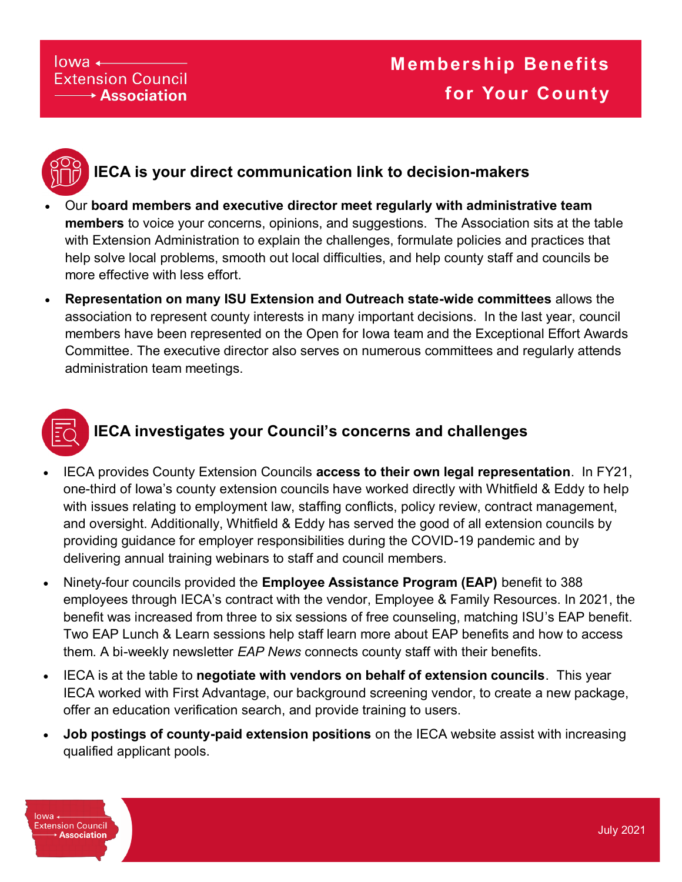Iowa Extension Council Association

# Membership Benefits for Your County

## IECA is your direct communication link to decision-makers

- Our **board members and executive director meet regularly with administrative team members** to voice your concerns, opinions, and suggestions. The Association sits at the table with Extension Administration to explain the challenges, formulate policies and practices that help solve local problems, smooth out local difficulties, and help county staff and councils be more effective with less effort.
- **Representation on many ISU Extension and Outreach state-wide committees** allows the association to represent county interests in many important decisions. In the last year, council members have been represented on the Open for Iowa team and the Exceptional Effort Awards Committee. The executive director also serves on numerous committees and regularly attends administration team meetings.

## IECA investigates your Council's concerns and challenges

- IECA provides County Extension Councils **access to their own legal representation**. In FY21, one-third of Iowa's county extension councils have worked directly with Whitfield & Eddy to help with issues relating to employment law, staffing conflicts, policy review, contract management, and oversight. Additionally, Whitfield & Eddy has served the good of all extension councils by providing guidance for employer responsibilities during the COVID-19 pandemic and by delivering annual training webinars to staff and council members.
- Ninety-four councils provided the **Employee Assistance Program (EAP)** benefit to 388 employees through IECA's contract with the vendor, Employee & Family Resources. In 2021, the benefit was increased from three to six sessions of free counseling, matching ISU's EAP benefit. Two EAP Lunch & Learn sessions help staff learn more about EAP benefits and how to access them. A bi-weekly newsletter *EAP News* connects county staff with their benefits.
- IECA is at the table to **negotiate with vendors on behalf of extension councils**. This year IECA worked with First Advantage, our background screening vendor, to create a new package, offer an education verification search, and provide training to users.
- **Job postings of county-paid extension positions** on the IECA website assist with increasing qualified applicant pools.

July 2021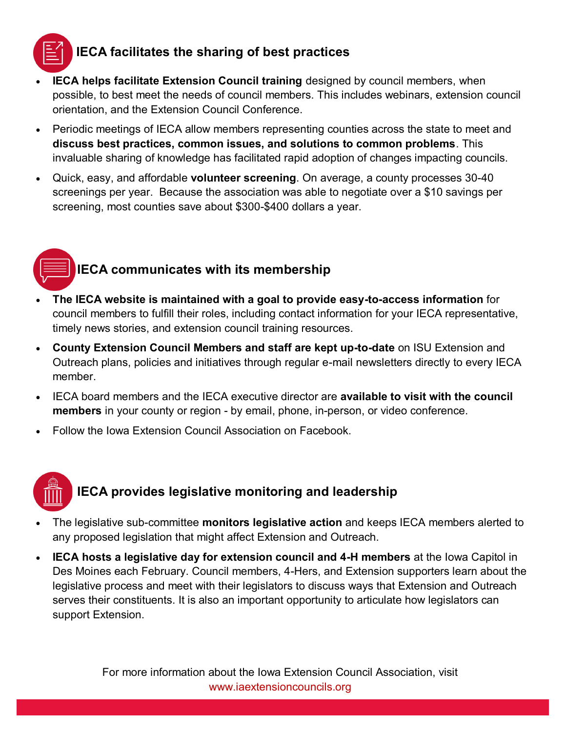## IECA facilitates the sharing of best practices

- **IECA helps facilitate Extension Council training** designed by council members, when possible, to best meet the needs of council members. This includes webinars, extension council orientation, and the Extension Council Conference.
- Periodic meetings of IECA allow members representing counties across the state to meet and **discuss best practices, common issues, and solutions to common problems**. This invaluable sharing of knowledge has facilitated rapid adoption of changes impacting councils.
- Quick, easy, and affordable **volunteer screening**. On average, a county processes 30-40 screenings per year. Because the association was able to negotiate over a $10 savings per screening, most counties save about $300-$400 dollars a year.

## IECA communicates with its membership

- **The IECA website is maintained with a goal to provide easy-to-access information** for council members to fulfill their roles, including contact information for your IECA representative, timely news stories, and extension council training resources.
- **County Extension Council Members and staff are kept up-to-date** on ISU Extension and Outreach plans, policies and initiatives through regular e-mail newsletters directly to every IECA member.
- IECA board members and the IECA executive director are **available to visit with the council members** in your county or region - by email, phone, in-person, or video conference.
- Follow the Iowa Extension Council Association on Facebook.

## IECA provides legislative monitoring and leadership

- The legislative sub-committee **monitors legislative action** and keeps IECA members alerted to any proposed legislation that might affect Extension and Outreach.
- **IECA hosts a legislative day for extension council and 4-H members** at the Iowa Capitol in Des Moines each February. Council members, 4-Hers, and Extension supporters learn about the legislative process and meet with their legislators to discuss ways that Extension and Outreach serves their constituents. It is also an important opportunity to articulate how legislators can support Extension.

For more information about the Iowa Extension Council Association, visit
www.iaextensioncouncils.org